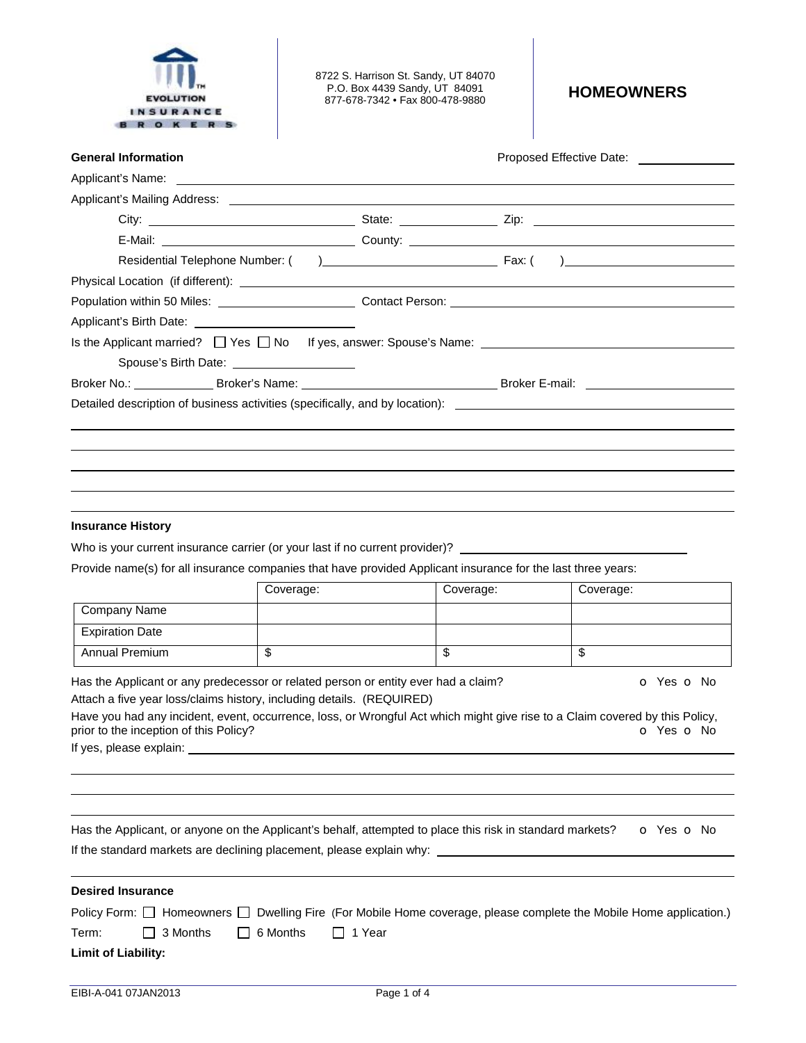EVOLUTION INSURANCE BROKERS

8722 S. Harrison St. Sandy, UT 84070
P.O. Box 4439 Sandy, UT 84091
877-678-7342 • Fax 800-478-9880

# HOMEOWNERS

**General Information**

Proposed Effective Date: ______________

Applicant's Name: ______________________________________________

Applicant's Mailing Address: ______________________________________________

City: ______________________ State: ______________ Zip: ______________________

E-Mail: ______________________ County: ______________________

Residential Telephone Number: ( )______________________ Fax: ( )______________________

Physical Location (if different): ______________________________________________

Population within 50 Miles: ______________________ Contact Person: ______________________

Applicant's Birth Date: ______________________

Is the Applicant married? ☐ Yes ☐ No If yes, answer: Spouse's Name: ______________________

Spouse's Birth Date: ______________________

Broker No.: ____________ Broker's Name: ______________________ Broker E-mail: ______________________

Detailed description of business activities (specifically, and by location): ______________________________________________

______________________________________________

______________________________________________

______________________________________________

______________________________________________

**Insurance History**

Who is your current insurance carrier (or your last if no current provider)? ______________________

Provide name(s) for all insurance companies that have provided Applicant insurance for the last three years:

| | Coverage: | Coverage: | Coverage: |
|---|---|---|---|
| Company Name | | | |
| Expiration Date | | | |
| Annual Premium | $ | $ | $ |

Has the Applicant or any predecessor or related person or entity ever had a claim? o Yes o No

Attach a five year loss/claims history, including details. (REQUIRED)

Have you had any incident, event, occurrence, loss, or Wrongful Act which might give rise to a Claim covered by this Policy, prior to the inception of this Policy? o Yes o No

If yes, please explain: ______________________________________________

______________________________________________

______________________________________________

______________________________________________

Has the Applicant, or anyone on the Applicant's behalf, attempted to place this risk in standard markets? o Yes o No

If the standard markets are declining placement, please explain why: ______________________________________________

______________________________________________

**Desired Insurance**

Policy Form: ☐ Homeowners ☐ Dwelling Fire (For Mobile Home coverage, please complete the Mobile Home application.)

Term: ☐ 3 Months ☐ 6 Months ☐ 1 Year

**Limit of Liability:**

EIBI-A-041 07JAN2013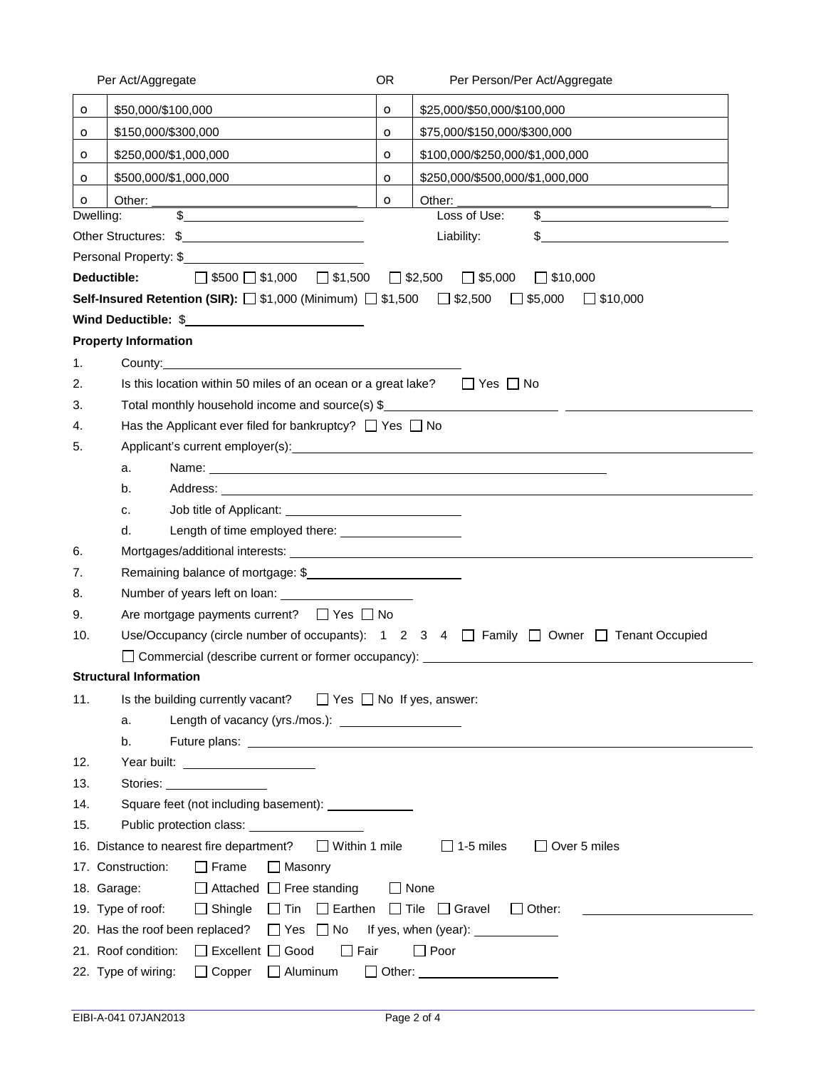| | Per Act/Aggregate | OR | Per Person/Per Act/Aggregate |
|---|---|---|---|
| o | $50,000/$100,000 | o | $25,000/$50,000/$100,000 |
| o | $150,000/$300,000 | o | $75,000/$150,000/$300,000 |
| o | $250,000/$1,000,000 | o | $100,000/$250,000/$1,000,000 |
| o | $500,000/$1,000,000 | o | $250,000/$500,000/$1,000,000 |
| o | Other: ______________ | o | Other: ______________ |

Dwelling: $______________ Loss of Use: $______________

Other Structures: $______________ Liability: $______________

Personal Property: $______________

**Deductible:** ☐ $500 ☐ $1,000 ☐ $1,500 ☐ $2,500 ☐ $5,000 ☐ $10,000

**Self-Insured Retention (SIR):** ☐ $1,000 (Minimum) ☐ $1,500 ☐ $2,500 ☐ $5,000 ☐ $10,000

**Wind Deductible:** $______________

**Property Information**

1. County: ______________
2. Is this location within 50 miles of an ocean or a great lake? ☐ Yes ☐ No
3. Total monthly household income and source(s) $______________ ______________
4. Has the Applicant ever filed for bankruptcy? ☐ Yes ☐ No
5. Applicant's current employer(s): ______________
   a. Name: ______________
   b. Address: ______________
   c. Job title of Applicant: ______________
   d. Length of time employed there: ______________
6. Mortgages/additional interests: ______________
7. Remaining balance of mortgage: $______________
8. Number of years left on loan: ______________
9. Are mortgage payments current? ☐ Yes ☐ No
10. Use/Occupancy (circle number of occupants): 1 2 3 4 ☐ Family ☐ Owner ☐ Tenant Occupied
    ☐ Commercial (describe current or former occupancy): ______________

**Structural Information**

11. Is the building currently vacant? ☐ Yes ☐ No If yes, answer:
    a. Length of vacancy (yrs./mos.): ______________
    b. Future plans: ______________
12. Year built: ______________
13. Stories: ______________
14. Square feet (not including basement): ______________
15. Public protection class: ______________
16. Distance to nearest fire department? ☐ Within 1 mile ☐ 1-5 miles ☐ Over 5 miles
17. Construction: ☐ Frame ☐ Masonry
18. Garage: ☐ Attached ☐ Free standing ☐ None
19. Type of roof: ☐ Shingle ☐ Tin ☐ Earthen ☐ Tile ☐ Gravel ☐ Other: ______________
20. Has the roof been replaced? ☐ Yes ☐ No If yes, when (year): ______________
21. Roof condition: ☐ Excellent ☐ Good ☐ Fair ☐ Poor
22. Type of wiring: ☐ Copper ☐ Aluminum ☐ Other: ______________

EIBI-A-041 07JAN2013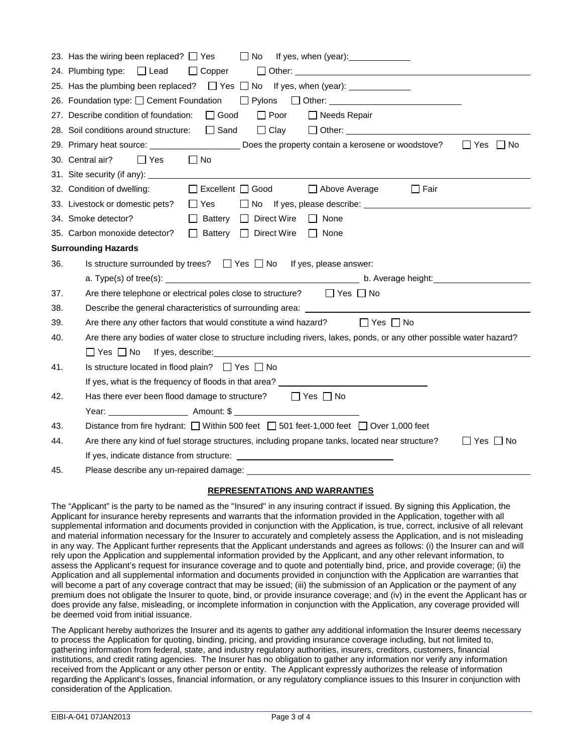23. Has the wiring been replaced? ☐ Yes ☐ No If yes, when (year):______________

24. Plumbing type: ☐ Lead ☐ Copper ☐ Other: ______________

25. Has the plumbing been replaced? ☐ Yes ☐ No If yes, when (year): ______________

26. Foundation type: ☐ Cement Foundation ☐ Pylons ☐ Other: ______________

27. Describe condition of foundation: ☐ Good ☐ Poor ☐ Needs Repair

28. Soil conditions around structure: ☐ Sand ☐ Clay ☐ Other: ______________

29. Primary heat source: ______________ Does the property contain a kerosene or woodstove? ☐ Yes ☐ No

30. Central air? ☐ Yes ☐ No

31. Site security (if any): ______________

32. Condition of dwelling: ☐ Excellent ☐ Good ☐ Above Average ☐ Fair

33. Livestock or domestic pets? ☐ Yes ☐ No If yes, please describe: ______________

34. Smoke detector? ☐ Battery ☐ Direct Wire ☐ None

35. Carbon monoxide detector? ☐ Battery ☐ Direct Wire ☐ None

**Surrounding Hazards**

36. Is structure surrounded by trees? ☐ Yes ☐ No If yes, please answer:
    a. Type(s) of tree(s): ______________ b. Average height: ______________

37. Are there telephone or electrical poles close to structure? ☐ Yes ☐ No

38. Describe the general characteristics of surrounding area: ______________

39. Are there any other factors that would constitute a wind hazard? ☐ Yes ☐ No

40. Are there any bodies of water close to structure including rivers, lakes, ponds, or any other possible water hazard?
    ☐ Yes ☐ No If yes, describe: ______________

41. Is structure located in flood plain? ☐ Yes ☐ No
    If yes, what is the frequency of floods in that area? ______________

42. Has there ever been flood damage to structure? ☐ Yes ☐ No
    Year: ______________ Amount: $ ______________

43. Distance from fire hydrant: ☐ Within 500 feet ☐ 501 feet-1,000 feet ☐ Over 1,000 feet

44. Are there any kind of fuel storage structures, including propane tanks, located near structure? ☐ Yes ☐ No
    If yes, indicate distance from structure: ______________

45. Please describe any un-repaired damage: ______________

## REPRESENTATIONS AND WARRANTIES

The "Applicant" is the party to be named as the "Insured" in any insuring contract if issued. By signing this Application, the Applicant for insurance hereby represents and warrants that the information provided in the Application, together with all supplemental information and documents provided in conjunction with the Application, is true, correct, inclusive of all relevant and material information necessary for the Insurer to accurately and completely assess the Application, and is not misleading in any way. The Applicant further represents that the Applicant understands and agrees as follows: (i) the Insurer can and will rely upon the Application and supplemental information provided by the Applicant, and any other relevant information, to assess the Applicant's request for insurance coverage and to quote and potentially bind, price, and provide coverage; (ii) the Application and all supplemental information and documents provided in conjunction with the Application are warranties that will become a part of any coverage contract that may be issued; (iii) the submission of an Application or the payment of any premium does not obligate the Insurer to quote, bind, or provide insurance coverage; and (iv) in the event the Applicant has or does provide any false, misleading, or incomplete information in conjunction with the Application, any coverage provided will be deemed void from initial issuance.

The Applicant hereby authorizes the Insurer and its agents to gather any additional information the Insurer deems necessary to process the Application for quoting, binding, pricing, and providing insurance coverage including, but not limited to, gathering information from federal, state, and industry regulatory authorities, insurers, creditors, customers, financial institutions, and credit rating agencies. The Insurer has no obligation to gather any information nor verify any information received from the Applicant or any other person or entity. The Applicant expressly authorizes the release of information regarding the Applicant's losses, financial information, or any regulatory compliance issues to this Insurer in conjunction with consideration of the Application.

EIBI-A-041 07JAN2013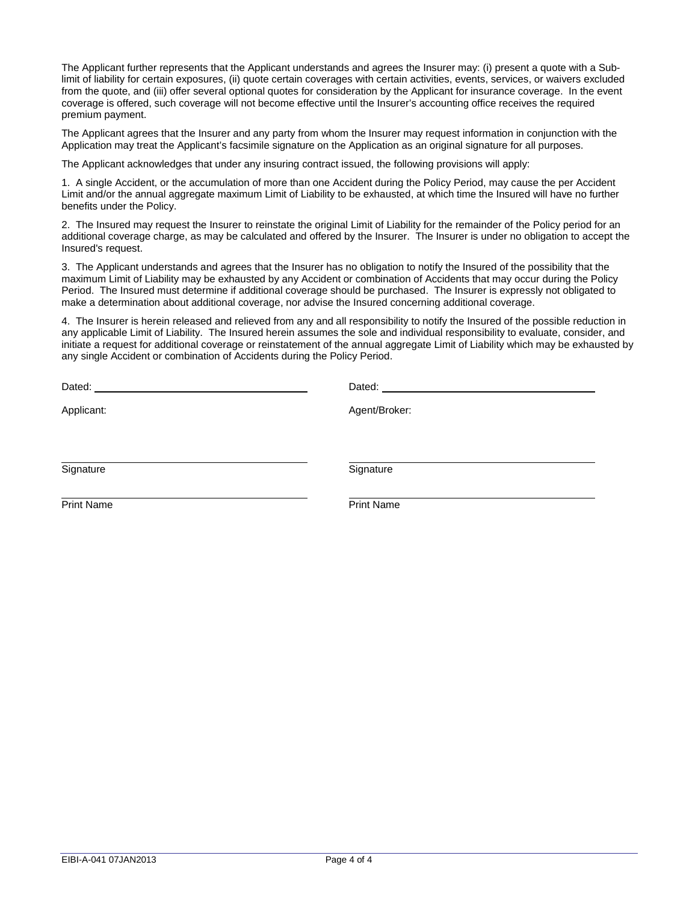The Applicant further represents that the Applicant understands and agrees the Insurer may: (i) present a quote with a Sub-limit of liability for certain exposures, (ii) quote certain coverages with certain activities, events, services, or waivers excluded from the quote, and (iii) offer several optional quotes for consideration by the Applicant for insurance coverage. In the event coverage is offered, such coverage will not become effective until the Insurer's accounting office receives the required premium payment.

The Applicant agrees that the Insurer and any party from whom the Insurer may request information in conjunction with the Application may treat the Applicant's facsimile signature on the Application as an original signature for all purposes.

The Applicant acknowledges that under any insuring contract issued, the following provisions will apply:

1. A single Accident, or the accumulation of more than one Accident during the Policy Period, may cause the per Accident Limit and/or the annual aggregate maximum Limit of Liability to be exhausted, at which time the Insured will have no further benefits under the Policy.

2. The Insured may request the Insurer to reinstate the original Limit of Liability for the remainder of the Policy period for an additional coverage charge, as may be calculated and offered by the Insurer. The Insurer is under no obligation to accept the Insured's request.

3. The Applicant understands and agrees that the Insurer has no obligation to notify the Insured of the possibility that the maximum Limit of Liability may be exhausted by any Accident or combination of Accidents that may occur during the Policy Period. The Insured must determine if additional coverage should be purchased. The Insurer is expressly not obligated to make a determination about additional coverage, nor advise the Insured concerning additional coverage.

4. The Insurer is herein released and relieved from any and all responsibility to notify the Insured of the possible reduction in any applicable Limit of Liability. The Insured herein assumes the sole and individual responsibility to evaluate, consider, and initiate a request for additional coverage or reinstatement of the annual aggregate Limit of Liability which may be exhausted by any single Accident or combination of Accidents during the Policy Period.

Dated: ______________________________

Applicant:

______________________________
Signature

______________________________
Print Name

Dated: ______________________________

Agent/Broker:

______________________________
Signature

______________________________
Print Name

EIBI-A-041 07JAN2013